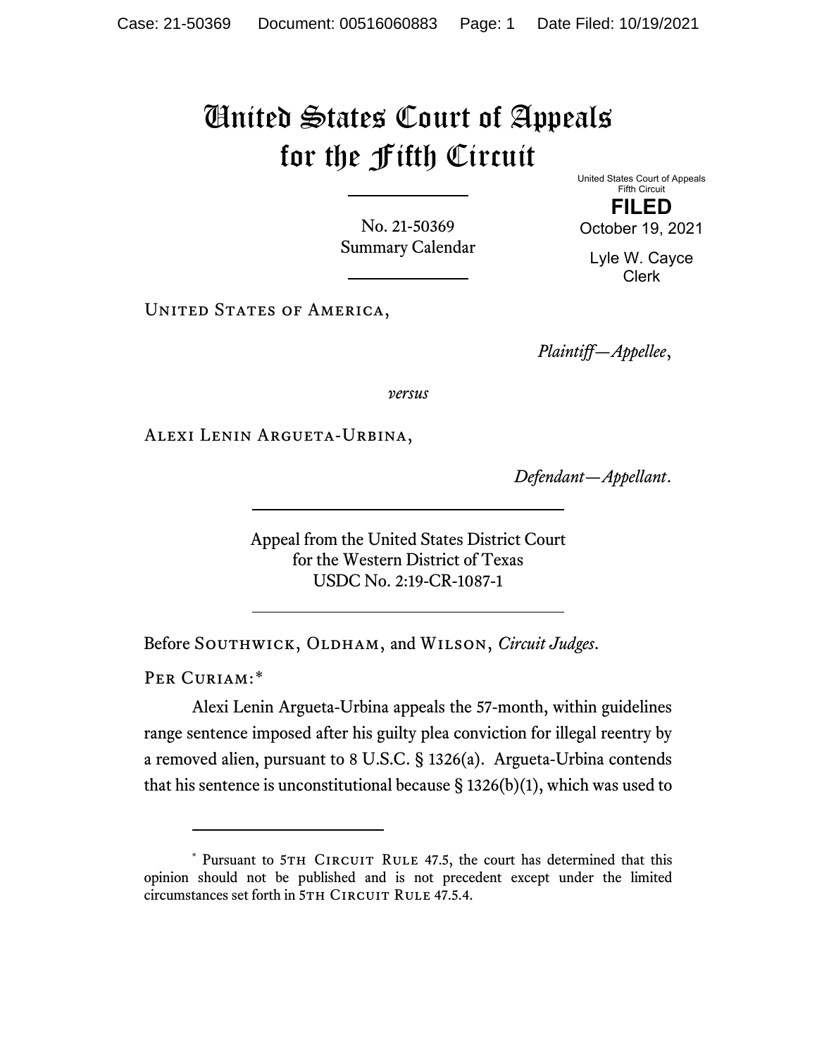# United States Court of Appeals for the Fifth Circuit

United States Court of Appeals
Fifth Circuit

**FILED**

October 19, 2021

Lyle W. Cayce
Clerk

No. 21-50369
Summary Calendar

United States of America,

*Plaintiff—Appellee*,

*versus*

Alexi Lenin Argueta-Urbina,

*Defendant—Appellant*.

Appeal from the United States District Court
for the Western District of Texas
USDC No. 2:19-CR-1087-1

Before Southwick, Oldham, and Wilson, *Circuit Judges*.

Per Curiam:*

Alexi Lenin Argueta-Urbina appeals the 57-month, within guidelines range sentence imposed after his guilty plea conviction for illegal reentry by a removed alien, pursuant to 8 U.S.C. § 1326(a). Argueta-Urbina contends that his sentence is unconstitutional because § 1326(b)(1), which was used to

\* Pursuant to 5th Circuit Rule 47.5, the court has determined that this opinion should not be published and is not precedent except under the limited circumstances set forth in 5th Circuit Rule 47.5.4.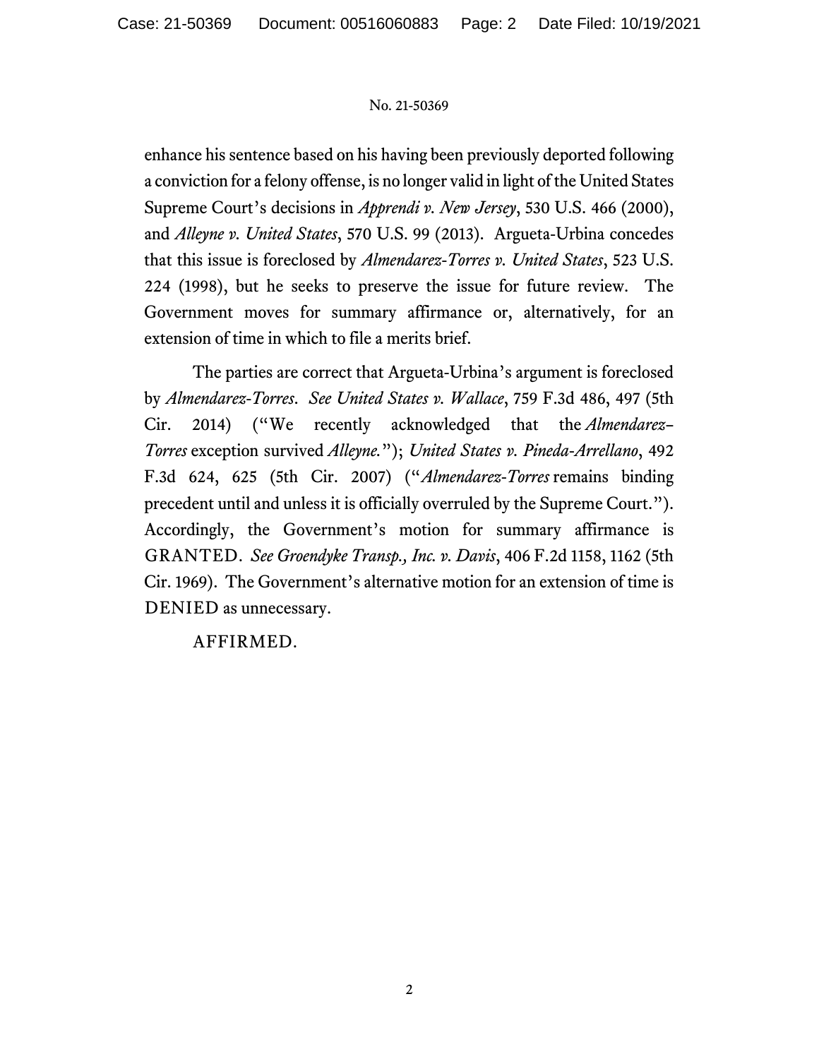enhance his sentence based on his having been previously deported following a conviction for a felony offense, is no longer valid in light of the United States Supreme Court's decisions in *Apprendi v. New Jersey*, 530 U.S. 466 (2000), and *Alleyne v. United States*, 570 U.S. 99 (2013). Argueta-Urbina concedes that this issue is foreclosed by *Almendarez-Torres v. United States*, 523 U.S. 224 (1998), but he seeks to preserve the issue for future review. The Government moves for summary affirmance or, alternatively, for an extension of time in which to file a merits brief.

The parties are correct that Argueta-Urbina's argument is foreclosed by *Almendarez-Torres*. *See United States v. Wallace*, 759 F.3d 486, 497 (5th Cir. 2014) ("We recently acknowledged that the *Almendarez–Torres* exception survived *Alleyne.*"); *United States v. Pineda-Arrellano*, 492 F.3d 624, 625 (5th Cir. 2007) ("*Almendarez-Torres* remains binding precedent until and unless it is officially overruled by the Supreme Court."). Accordingly, the Government's motion for summary affirmance is GRANTED. *See Groendyke Transp., Inc. v. Davis*, 406 F.2d 1158, 1162 (5th Cir. 1969). The Government's alternative motion for an extension of time is DENIED as unnecessary.

AFFIRMED.